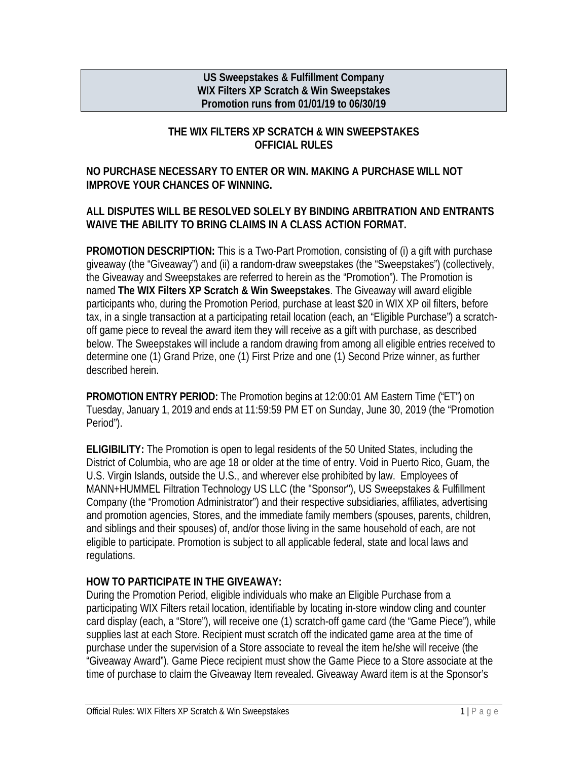**US Sweepstakes & Fulfillment Company**
**WIX Filters XP Scratch & Win Sweepstakes**
**Promotion runs from 01/01/19 to 06/30/19**

# THE WIX FILTERS XP SCRATCH & WIN SWEEPSTAKES OFFICIAL RULES

**NO PURCHASE NECESSARY TO ENTER OR WIN. MAKING A PURCHASE WILL NOT IMPROVE YOUR CHANCES OF WINNING.**

**ALL DISPUTES WILL BE RESOLVED SOLELY BY BINDING ARBITRATION AND ENTRANTS WAIVE THE ABILITY TO BRING CLAIMS IN A CLASS ACTION FORMAT.**

**PROMOTION DESCRIPTION:** This is a Two-Part Promotion, consisting of (i) a gift with purchase giveaway (the "Giveaway") and (ii) a random-draw sweepstakes (the "Sweepstakes") (collectively, the Giveaway and Sweepstakes are referred to herein as the "Promotion"). The Promotion is named **The WIX Filters XP Scratch & Win Sweepstakes**. The Giveaway will award eligible participants who, during the Promotion Period, purchase at least $20 in WIX XP oil filters, before tax, in a single transaction at a participating retail location (each, an "Eligible Purchase") a scratch-off game piece to reveal the award item they will receive as a gift with purchase, as described below. The Sweepstakes will include a random drawing from among all eligible entries received to determine one (1) Grand Prize, one (1) First Prize and one (1) Second Prize winner, as further described herein.

**PROMOTION ENTRY PERIOD:** The Promotion begins at 12:00:01 AM Eastern Time ("ET") on Tuesday, January 1, 2019 and ends at 11:59:59 PM ET on Sunday, June 30, 2019 (the "Promotion Period").

**ELIGIBILITY:** The Promotion is open to legal residents of the 50 United States, including the District of Columbia, who are age 18 or older at the time of entry. Void in Puerto Rico, Guam, the U.S. Virgin Islands, outside the U.S., and wherever else prohibited by law. Employees of MANN+HUMMEL Filtration Technology US LLC (the "Sponsor"), US Sweepstakes & Fulfillment Company (the "Promotion Administrator") and their respective subsidiaries, affiliates, advertising and promotion agencies, Stores, and the immediate family members (spouses, parents, children, and siblings and their spouses) of, and/or those living in the same household of each, are not eligible to participate. Promotion is subject to all applicable federal, state and local laws and regulations.

**HOW TO PARTICIPATE IN THE GIVEAWAY:**
During the Promotion Period, eligible individuals who make an Eligible Purchase from a participating WIX Filters retail location, identifiable by locating in-store window cling and counter card display (each, a "Store"), will receive one (1) scratch-off game card (the "Game Piece"), while supplies last at each Store. Recipient must scratch off the indicated game area at the time of purchase under the supervision of a Store associate to reveal the item he/she will receive (the "Giveaway Award"). Game Piece recipient must show the Game Piece to a Store associate at the time of purchase to claim the Giveaway Item revealed. Giveaway Award item is at the Sponsor's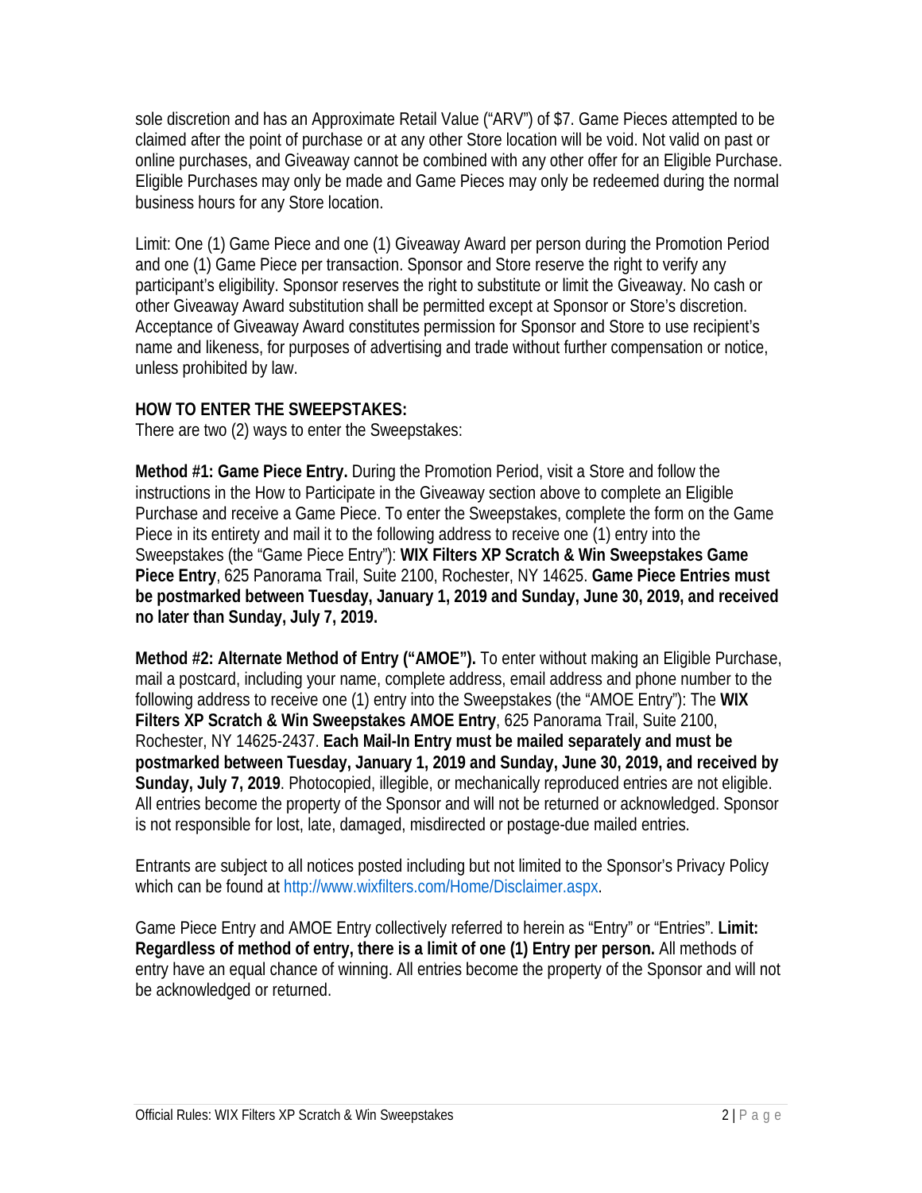sole discretion and has an Approximate Retail Value ("ARV") of $7. Game Pieces attempted to be claimed after the point of purchase or at any other Store location will be void. Not valid on past or online purchases, and Giveaway cannot be combined with any other offer for an Eligible Purchase. Eligible Purchases may only be made and Game Pieces may only be redeemed during the normal business hours for any Store location.

Limit: One (1) Game Piece and one (1) Giveaway Award per person during the Promotion Period and one (1) Game Piece per transaction. Sponsor and Store reserve the right to verify any participant's eligibility. Sponsor reserves the right to substitute or limit the Giveaway. No cash or other Giveaway Award substitution shall be permitted except at Sponsor or Store's discretion. Acceptance of Giveaway Award constitutes permission for Sponsor and Store to use recipient's name and likeness, for purposes of advertising and trade without further compensation or notice, unless prohibited by law.

**HOW TO ENTER THE SWEEPSTAKES:**
There are two (2) ways to enter the Sweepstakes:

**Method #1: Game Piece Entry.** During the Promotion Period, visit a Store and follow the instructions in the How to Participate in the Giveaway section above to complete an Eligible Purchase and receive a Game Piece. To enter the Sweepstakes, complete the form on the Game Piece in its entirety and mail it to the following address to receive one (1) entry into the Sweepstakes (the "Game Piece Entry"): **WIX Filters XP Scratch & Win Sweepstakes Game Piece Entry**, 625 Panorama Trail, Suite 2100, Rochester, NY 14625. **Game Piece Entries must be postmarked between Tuesday, January 1, 2019 and Sunday, June 30, 2019, and received no later than Sunday, July 7, 2019.**

**Method #2: Alternate Method of Entry ("AMOE").** To enter without making an Eligible Purchase, mail a postcard, including your name, complete address, email address and phone number to the following address to receive one (1) entry into the Sweepstakes (the "AMOE Entry"): The **WIX Filters XP Scratch & Win Sweepstakes AMOE Entry**, 625 Panorama Trail, Suite 2100, Rochester, NY 14625-2437. **Each Mail-In Entry must be mailed separately and must be postmarked between Tuesday, January 1, 2019 and Sunday, June 30, 2019, and received by Sunday, July 7, 2019**. Photocopied, illegible, or mechanically reproduced entries are not eligible. All entries become the property of the Sponsor and will not be returned or acknowledged. Sponsor is not responsible for lost, late, damaged, misdirected or postage-due mailed entries.

Entrants are subject to all notices posted including but not limited to the Sponsor's Privacy Policy which can be found at http://www.wixfilters.com/Home/Disclaimer.aspx.

Game Piece Entry and AMOE Entry collectively referred to herein as "Entry" or "Entries". **Limit: Regardless of method of entry, there is a limit of one (1) Entry per person.** All methods of entry have an equal chance of winning. All entries become the property of the Sponsor and will not be acknowledged or returned.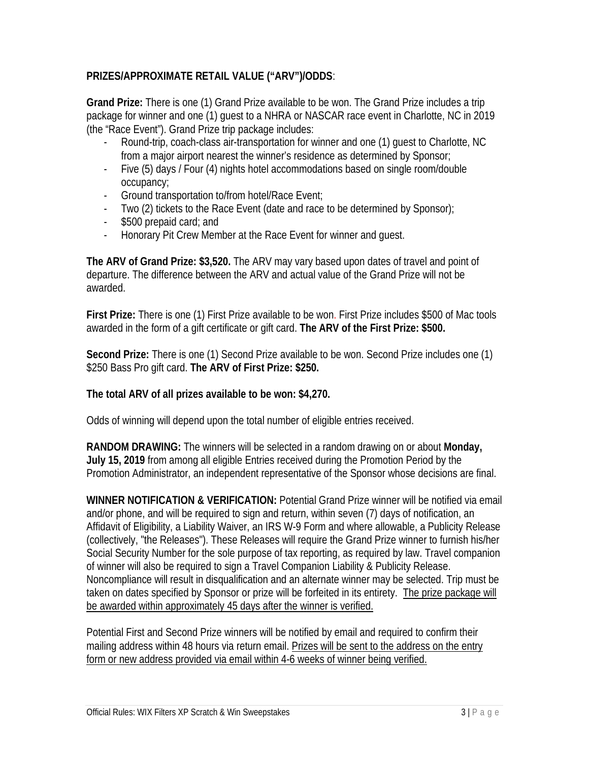**PRIZES/APPROXIMATE RETAIL VALUE ("ARV")/ODDS**:

**Grand Prize:** There is one (1) Grand Prize available to be won. The Grand Prize includes a trip package for winner and one (1) guest to a NHRA or NASCAR race event in Charlotte, NC in 2019 (the "Race Event"). Grand Prize trip package includes:

- Round-trip, coach-class air-transportation for winner and one (1) guest to Charlotte, NC from a major airport nearest the winner's residence as determined by Sponsor;
- Five (5) days / Four (4) nights hotel accommodations based on single room/double occupancy;
- Ground transportation to/from hotel/Race Event;
- Two (2) tickets to the Race Event (date and race to be determined by Sponsor);
- $500 prepaid card; and
- Honorary Pit Crew Member at the Race Event for winner and guest.

**The ARV of Grand Prize: $3,520.** The ARV may vary based upon dates of travel and point of departure. The difference between the ARV and actual value of the Grand Prize will not be awarded.

**First Prize:** There is one (1) First Prize available to be won. First Prize includes $500 of Mac tools awarded in the form of a gift certificate or gift card. **The ARV of the First Prize: $500.**

**Second Prize:** There is one (1) Second Prize available to be won. Second Prize includes one (1) $250 Bass Pro gift card. **The ARV of First Prize: $250.**

**The total ARV of all prizes available to be won: $4,270.**

Odds of winning will depend upon the total number of eligible entries received.

**RANDOM DRAWING:** The winners will be selected in a random drawing on or about **Monday, July 15, 2019** from among all eligible Entries received during the Promotion Period by the Promotion Administrator, an independent representative of the Sponsor whose decisions are final.

**WINNER NOTIFICATION & VERIFICATION:** Potential Grand Prize winner will be notified via email and/or phone, and will be required to sign and return, within seven (7) days of notification, an Affidavit of Eligibility, a Liability Waiver, an IRS W-9 Form and where allowable, a Publicity Release (collectively, "the Releases"). These Releases will require the Grand Prize winner to furnish his/her Social Security Number for the sole purpose of tax reporting, as required by law. Travel companion of winner will also be required to sign a Travel Companion Liability & Publicity Release. Noncompliance will result in disqualification and an alternate winner may be selected. Trip must be taken on dates specified by Sponsor or prize will be forfeited in its entirety. <u>The prize package will be awarded within approximately 45 days after the winner is verified.</u>

Potential First and Second Prize winners will be notified by email and required to confirm their mailing address within 48 hours via return email. <u>Prizes will be sent to the address on the entry form or new address provided via email within 4-6 weeks of winner being verified.</u>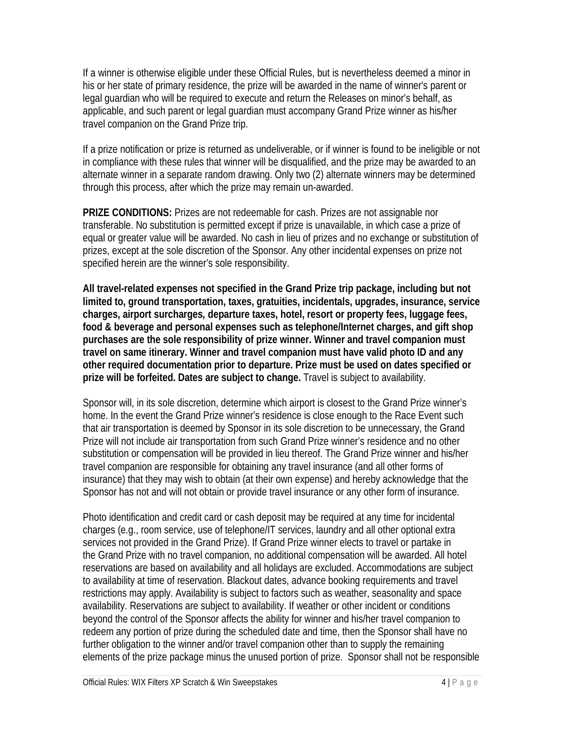If a winner is otherwise eligible under these Official Rules, but is nevertheless deemed a minor in his or her state of primary residence, the prize will be awarded in the name of winner's parent or legal guardian who will be required to execute and return the Releases on minor's behalf, as applicable, and such parent or legal guardian must accompany Grand Prize winner as his/her travel companion on the Grand Prize trip.

If a prize notification or prize is returned as undeliverable, or if winner is found to be ineligible or not in compliance with these rules that winner will be disqualified, and the prize may be awarded to an alternate winner in a separate random drawing. Only two (2) alternate winners may be determined through this process, after which the prize may remain un-awarded.

**PRIZE CONDITIONS:** Prizes are not redeemable for cash. Prizes are not assignable nor transferable. No substitution is permitted except if prize is unavailable, in which case a prize of equal or greater value will be awarded. No cash in lieu of prizes and no exchange or substitution of prizes, except at the sole discretion of the Sponsor. Any other incidental expenses on prize not specified herein are the winner's sole responsibility.

**All travel-related expenses not specified in the Grand Prize trip package, including but not limited to, ground transportation, taxes, gratuities, incidentals, upgrades, insurance, service charges, airport surcharges, departure taxes, hotel, resort or property fees, luggage fees, food & beverage and personal expenses such as telephone/Internet charges, and gift shop purchases are the sole responsibility of prize winner. Winner and travel companion must travel on same itinerary. Winner and travel companion must have valid photo ID and any other required documentation prior to departure. Prize must be used on dates specified or prize will be forfeited. Dates are subject to change.** Travel is subject to availability.

Sponsor will, in its sole discretion, determine which airport is closest to the Grand Prize winner's home. In the event the Grand Prize winner's residence is close enough to the Race Event such that air transportation is deemed by Sponsor in its sole discretion to be unnecessary, the Grand Prize will not include air transportation from such Grand Prize winner's residence and no other substitution or compensation will be provided in lieu thereof. The Grand Prize winner and his/her travel companion are responsible for obtaining any travel insurance (and all other forms of insurance) that they may wish to obtain (at their own expense) and hereby acknowledge that the Sponsor has not and will not obtain or provide travel insurance or any other form of insurance.

Photo identification and credit card or cash deposit may be required at any time for incidental charges (e.g., room service, use of telephone/IT services, laundry and all other optional extra services not provided in the Grand Prize). If Grand Prize winner elects to travel or partake in the Grand Prize with no travel companion, no additional compensation will be awarded. All hotel reservations are based on availability and all holidays are excluded. Accommodations are subject to availability at time of reservation. Blackout dates, advance booking requirements and travel restrictions may apply. Availability is subject to factors such as weather, seasonality and space availability. Reservations are subject to availability. If weather or other incident or conditions beyond the control of the Sponsor affects the ability for winner and his/her travel companion to redeem any portion of prize during the scheduled date and time, then the Sponsor shall have no further obligation to the winner and/or travel companion other than to supply the remaining elements of the prize package minus the unused portion of prize. Sponsor shall not be responsible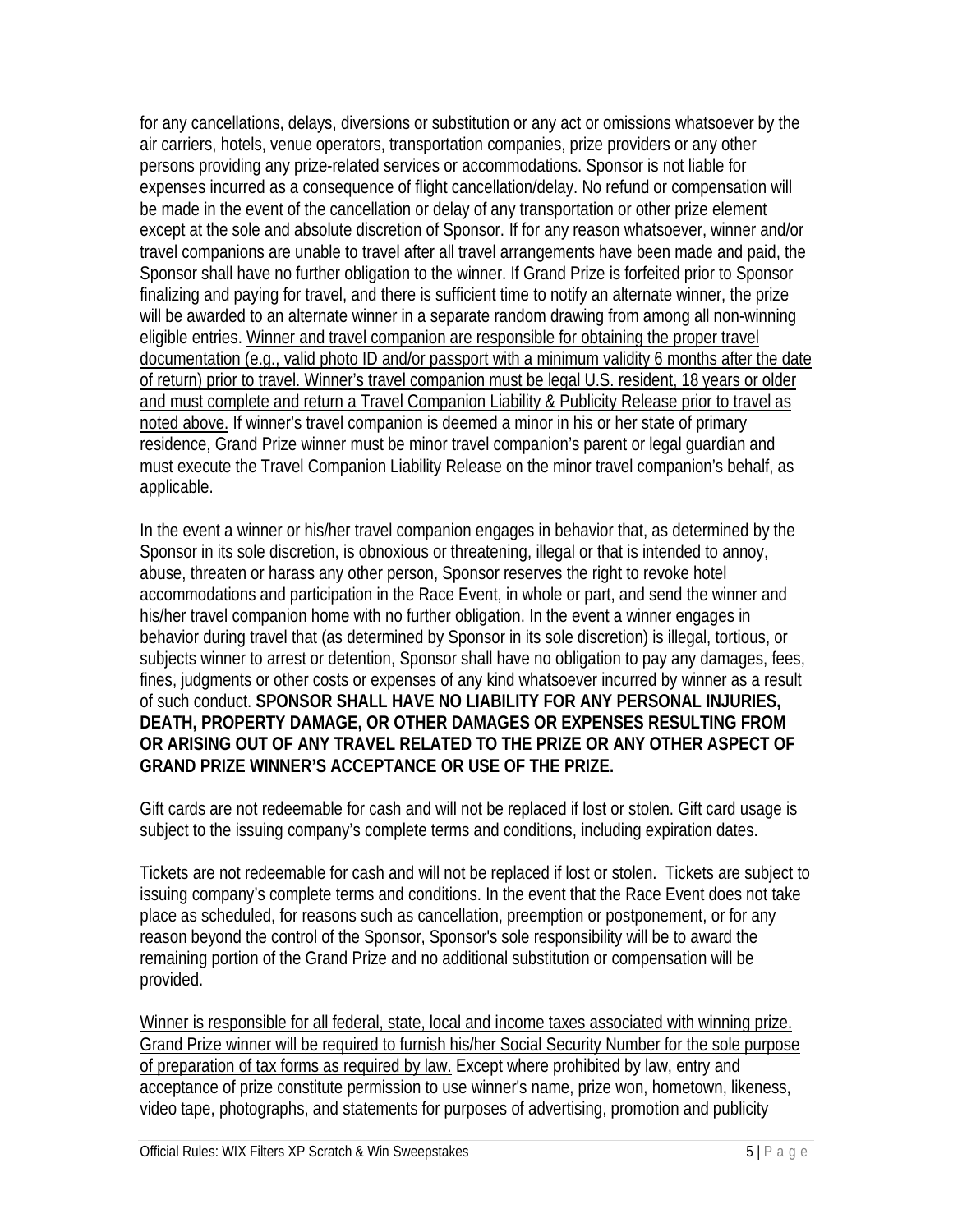for any cancellations, delays, diversions or substitution or any act or omissions whatsoever by the air carriers, hotels, venue operators, transportation companies, prize providers or any other persons providing any prize-related services or accommodations. Sponsor is not liable for expenses incurred as a consequence of flight cancellation/delay. No refund or compensation will be made in the event of the cancellation or delay of any transportation or other prize element except at the sole and absolute discretion of Sponsor. If for any reason whatsoever, winner and/or travel companions are unable to travel after all travel arrangements have been made and paid, the Sponsor shall have no further obligation to the winner. If Grand Prize is forfeited prior to Sponsor finalizing and paying for travel, and there is sufficient time to notify an alternate winner, the prize will be awarded to an alternate winner in a separate random drawing from among all non-winning eligible entries. <u>Winner and travel companion are responsible for obtaining the proper travel documentation (e.g., valid photo ID and/or passport with a minimum validity 6 months after the date of return) prior to travel. Winner's travel companion must be legal U.S. resident, 18 years or older and must complete and return a Travel Companion Liability & Publicity Release prior to travel as noted above.</u> If winner's travel companion is deemed a minor in his or her state of primary residence, Grand Prize winner must be minor travel companion's parent or legal guardian and must execute the Travel Companion Liability Release on the minor travel companion's behalf, as applicable.

In the event a winner or his/her travel companion engages in behavior that, as determined by the Sponsor in its sole discretion, is obnoxious or threatening, illegal or that is intended to annoy, abuse, threaten or harass any other person, Sponsor reserves the right to revoke hotel accommodations and participation in the Race Event, in whole or part, and send the winner and his/her travel companion home with no further obligation. In the event a winner engages in behavior during travel that (as determined by Sponsor in its sole discretion) is illegal, tortious, or subjects winner to arrest or detention, Sponsor shall have no obligation to pay any damages, fees, fines, judgments or other costs or expenses of any kind whatsoever incurred by winner as a result of such conduct. **SPONSOR SHALL HAVE NO LIABILITY FOR ANY PERSONAL INJURIES, DEATH, PROPERTY DAMAGE, OR OTHER DAMAGES OR EXPENSES RESULTING FROM OR ARISING OUT OF ANY TRAVEL RELATED TO THE PRIZE OR ANY OTHER ASPECT OF GRAND PRIZE WINNER'S ACCEPTANCE OR USE OF THE PRIZE.**

Gift cards are not redeemable for cash and will not be replaced if lost or stolen. Gift card usage is subject to the issuing company's complete terms and conditions, including expiration dates.

Tickets are not redeemable for cash and will not be replaced if lost or stolen. Tickets are subject to issuing company's complete terms and conditions. In the event that the Race Event does not take place as scheduled, for reasons such as cancellation, preemption or postponement, or for any reason beyond the control of the Sponsor, Sponsor's sole responsibility will be to award the remaining portion of the Grand Prize and no additional substitution or compensation will be provided.

<u>Winner is responsible for all federal, state, local and income taxes associated with winning prize. Grand Prize winner will be required to furnish his/her Social Security Number for the sole purpose of preparation of tax forms as required by law.</u> Except where prohibited by law, entry and acceptance of prize constitute permission to use winner's name, prize won, hometown, likeness, video tape, photographs, and statements for purposes of advertising, promotion and publicity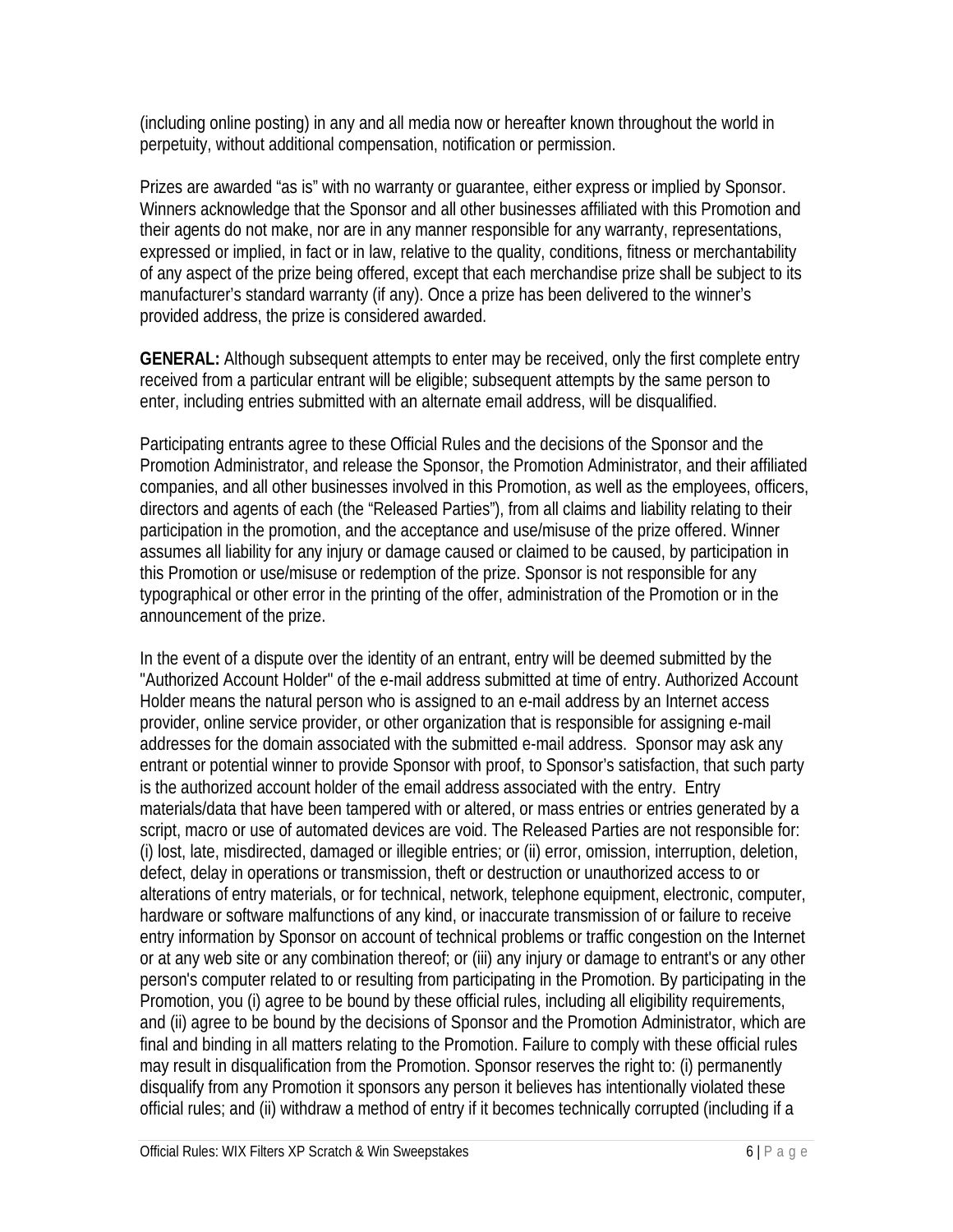(including online posting) in any and all media now or hereafter known throughout the world in perpetuity, without additional compensation, notification or permission.

Prizes are awarded "as is" with no warranty or guarantee, either express or implied by Sponsor. Winners acknowledge that the Sponsor and all other businesses affiliated with this Promotion and their agents do not make, nor are in any manner responsible for any warranty, representations, expressed or implied, in fact or in law, relative to the quality, conditions, fitness or merchantability of any aspect of the prize being offered, except that each merchandise prize shall be subject to its manufacturer's standard warranty (if any). Once a prize has been delivered to the winner's provided address, the prize is considered awarded.

**GENERAL:** Although subsequent attempts to enter may be received, only the first complete entry received from a particular entrant will be eligible; subsequent attempts by the same person to enter, including entries submitted with an alternate email address, will be disqualified.

Participating entrants agree to these Official Rules and the decisions of the Sponsor and the Promotion Administrator, and release the Sponsor, the Promotion Administrator, and their affiliated companies, and all other businesses involved in this Promotion, as well as the employees, officers, directors and agents of each (the "Released Parties"), from all claims and liability relating to their participation in the promotion, and the acceptance and use/misuse of the prize offered. Winner assumes all liability for any injury or damage caused or claimed to be caused, by participation in this Promotion or use/misuse or redemption of the prize. Sponsor is not responsible for any typographical or other error in the printing of the offer, administration of the Promotion or in the announcement of the prize.

In the event of a dispute over the identity of an entrant, entry will be deemed submitted by the "Authorized Account Holder" of the e-mail address submitted at time of entry. Authorized Account Holder means the natural person who is assigned to an e-mail address by an Internet access provider, online service provider, or other organization that is responsible for assigning e-mail addresses for the domain associated with the submitted e-mail address. Sponsor may ask any entrant or potential winner to provide Sponsor with proof, to Sponsor's satisfaction, that such party is the authorized account holder of the email address associated with the entry. Entry materials/data that have been tampered with or altered, or mass entries or entries generated by a script, macro or use of automated devices are void. The Released Parties are not responsible for: (i) lost, late, misdirected, damaged or illegible entries; or (ii) error, omission, interruption, deletion, defect, delay in operations or transmission, theft or destruction or unauthorized access to or alterations of entry materials, or for technical, network, telephone equipment, electronic, computer, hardware or software malfunctions of any kind, or inaccurate transmission of or failure to receive entry information by Sponsor on account of technical problems or traffic congestion on the Internet or at any web site or any combination thereof; or (iii) any injury or damage to entrant's or any other person's computer related to or resulting from participating in the Promotion. By participating in the Promotion, you (i) agree to be bound by these official rules, including all eligibility requirements, and (ii) agree to be bound by the decisions of Sponsor and the Promotion Administrator, which are final and binding in all matters relating to the Promotion. Failure to comply with these official rules may result in disqualification from the Promotion. Sponsor reserves the right to: (i) permanently disqualify from any Promotion it sponsors any person it believes has intentionally violated these official rules; and (ii) withdraw a method of entry if it becomes technically corrupted (including if a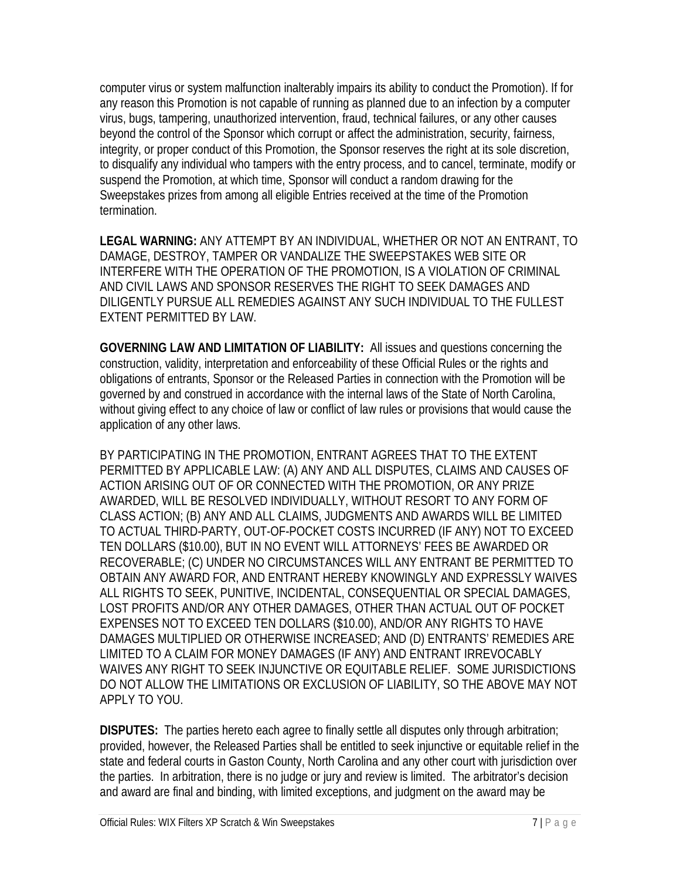computer virus or system malfunction inalterably impairs its ability to conduct the Promotion). If for any reason this Promotion is not capable of running as planned due to an infection by a computer virus, bugs, tampering, unauthorized intervention, fraud, technical failures, or any other causes beyond the control of the Sponsor which corrupt or affect the administration, security, fairness, integrity, or proper conduct of this Promotion, the Sponsor reserves the right at its sole discretion, to disqualify any individual who tampers with the entry process, and to cancel, terminate, modify or suspend the Promotion, at which time, Sponsor will conduct a random drawing for the Sweepstakes prizes from among all eligible Entries received at the time of the Promotion termination.

**LEGAL WARNING:** ANY ATTEMPT BY AN INDIVIDUAL, WHETHER OR NOT AN ENTRANT, TO DAMAGE, DESTROY, TAMPER OR VANDALIZE THE SWEEPSTAKES WEB SITE OR INTERFERE WITH THE OPERATION OF THE PROMOTION, IS A VIOLATION OF CRIMINAL AND CIVIL LAWS AND SPONSOR RESERVES THE RIGHT TO SEEK DAMAGES AND DILIGENTLY PURSUE ALL REMEDIES AGAINST ANY SUCH INDIVIDUAL TO THE FULLEST EXTENT PERMITTED BY LAW.

**GOVERNING LAW AND LIMITATION OF LIABILITY:** All issues and questions concerning the construction, validity, interpretation and enforceability of these Official Rules or the rights and obligations of entrants, Sponsor or the Released Parties in connection with the Promotion will be governed by and construed in accordance with the internal laws of the State of North Carolina, without giving effect to any choice of law or conflict of law rules or provisions that would cause the application of any other laws.

BY PARTICIPATING IN THE PROMOTION, ENTRANT AGREES THAT TO THE EXTENT PERMITTED BY APPLICABLE LAW: (A) ANY AND ALL DISPUTES, CLAIMS AND CAUSES OF ACTION ARISING OUT OF OR CONNECTED WITH THE PROMOTION, OR ANY PRIZE AWARDED, WILL BE RESOLVED INDIVIDUALLY, WITHOUT RESORT TO ANY FORM OF CLASS ACTION; (B) ANY AND ALL CLAIMS, JUDGMENTS AND AWARDS WILL BE LIMITED TO ACTUAL THIRD-PARTY, OUT-OF-POCKET COSTS INCURRED (IF ANY) NOT TO EXCEED TEN DOLLARS ($10.00), BUT IN NO EVENT WILL ATTORNEYS' FEES BE AWARDED OR RECOVERABLE; (C) UNDER NO CIRCUMSTANCES WILL ANY ENTRANT BE PERMITTED TO OBTAIN ANY AWARD FOR, AND ENTRANT HEREBY KNOWINGLY AND EXPRESSLY WAIVES ALL RIGHTS TO SEEK, PUNITIVE, INCIDENTAL, CONSEQUENTIAL OR SPECIAL DAMAGES, LOST PROFITS AND/OR ANY OTHER DAMAGES, OTHER THAN ACTUAL OUT OF POCKET EXPENSES NOT TO EXCEED TEN DOLLARS ($10.00), AND/OR ANY RIGHTS TO HAVE DAMAGES MULTIPLIED OR OTHERWISE INCREASED; AND (D) ENTRANTS' REMEDIES ARE LIMITED TO A CLAIM FOR MONEY DAMAGES (IF ANY) AND ENTRANT IRREVOCABLY WAIVES ANY RIGHT TO SEEK INJUNCTIVE OR EQUITABLE RELIEF. SOME JURISDICTIONS DO NOT ALLOW THE LIMITATIONS OR EXCLUSION OF LIABILITY, SO THE ABOVE MAY NOT APPLY TO YOU.

**DISPUTES:** The parties hereto each agree to finally settle all disputes only through arbitration; provided, however, the Released Parties shall be entitled to seek injunctive or equitable relief in the state and federal courts in Gaston County, North Carolina and any other court with jurisdiction over the parties. In arbitration, there is no judge or jury and review is limited. The arbitrator's decision and award are final and binding, with limited exceptions, and judgment on the award may be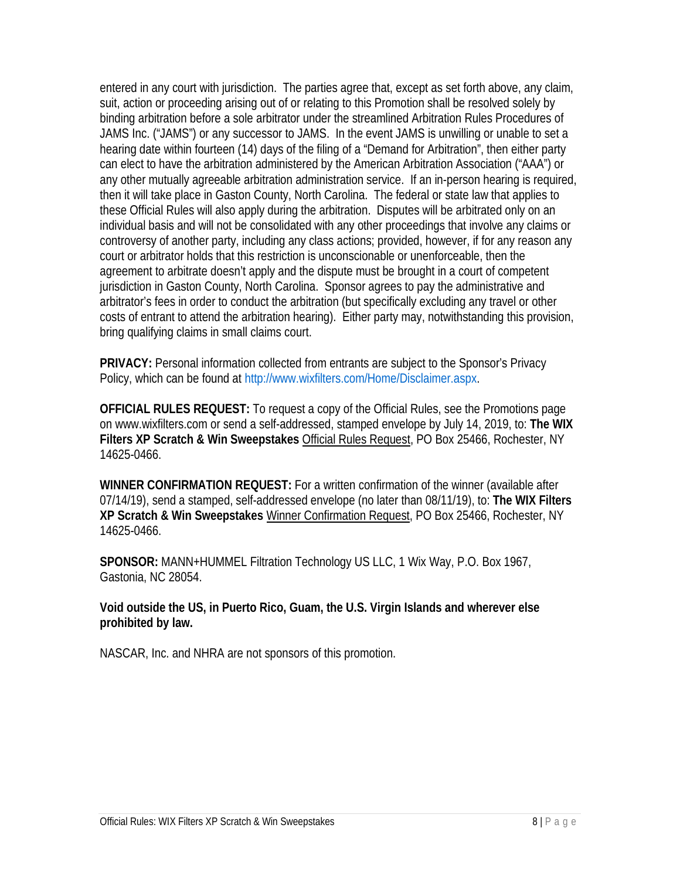entered in any court with jurisdiction. The parties agree that, except as set forth above, any claim, suit, action or proceeding arising out of or relating to this Promotion shall be resolved solely by binding arbitration before a sole arbitrator under the streamlined Arbitration Rules Procedures of JAMS Inc. ("JAMS") or any successor to JAMS. In the event JAMS is unwilling or unable to set a hearing date within fourteen (14) days of the filing of a "Demand for Arbitration", then either party can elect to have the arbitration administered by the American Arbitration Association ("AAA") or any other mutually agreeable arbitration administration service. If an in-person hearing is required, then it will take place in Gaston County, North Carolina. The federal or state law that applies to these Official Rules will also apply during the arbitration. Disputes will be arbitrated only on an individual basis and will not be consolidated with any other proceedings that involve any claims or controversy of another party, including any class actions; provided, however, if for any reason any court or arbitrator holds that this restriction is unconscionable or unenforceable, then the agreement to arbitrate doesn't apply and the dispute must be brought in a court of competent jurisdiction in Gaston County, North Carolina. Sponsor agrees to pay the administrative and arbitrator's fees in order to conduct the arbitration (but specifically excluding any travel or other costs of entrant to attend the arbitration hearing). Either party may, notwithstanding this provision, bring qualifying claims in small claims court.

**PRIVACY:** Personal information collected from entrants are subject to the Sponsor's Privacy Policy, which can be found at http://www.wixfilters.com/Home/Disclaimer.aspx.

**OFFICIAL RULES REQUEST:** To request a copy of the Official Rules, see the Promotions page on www.wixfilters.com or send a self-addressed, stamped envelope by July 14, 2019, to: **The WIX Filters XP Scratch & Win Sweepstakes** Official Rules Request, PO Box 25466, Rochester, NY 14625-0466.

**WINNER CONFIRMATION REQUEST:** For a written confirmation of the winner (available after 07/14/19), send a stamped, self-addressed envelope (no later than 08/11/19), to: **The WIX Filters XP Scratch & Win Sweepstakes** Winner Confirmation Request, PO Box 25466, Rochester, NY 14625-0466.

**SPONSOR:** MANN+HUMMEL Filtration Technology US LLC, 1 Wix Way, P.O. Box 1967, Gastonia, NC 28054.

**Void outside the US, in Puerto Rico, Guam, the U.S. Virgin Islands and wherever else prohibited by law.**

NASCAR, Inc. and NHRA are not sponsors of this promotion.